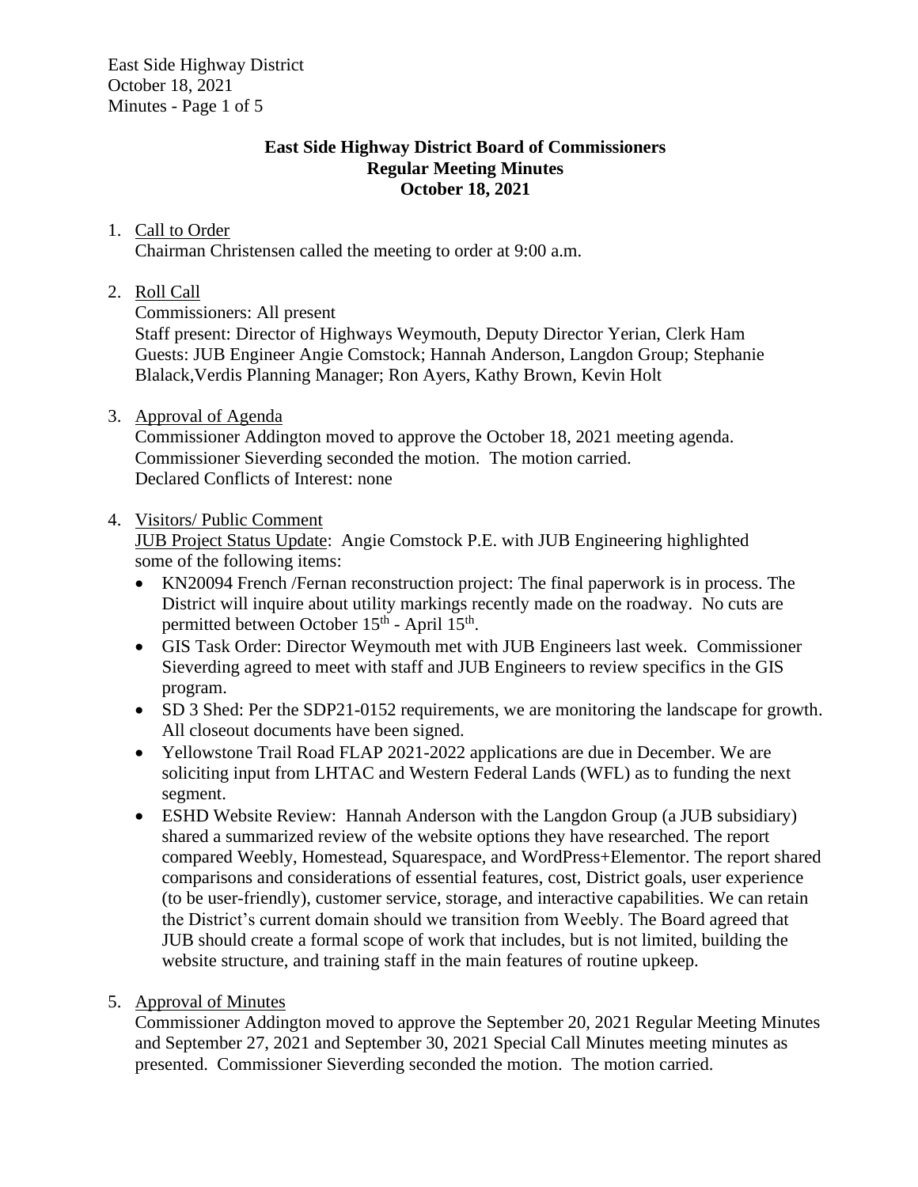# East Side Highway District Board of Commissioners
## Regular Meeting Minutes
## October 18, 2021

1. Call to Order
   Chairman Christensen called the meeting to order at 9:00 a.m.

2. Roll Call
   Commissioners: All present
   Staff present: Director of Highways Weymouth, Deputy Director Yerian, Clerk Ham
   Guests: JUB Engineer Angie Comstock; Hannah Anderson, Langdon Group; Stephanie Blalack,Verdis Planning Manager; Ron Ayers, Kathy Brown, Kevin Holt

3. Approval of Agenda
   Commissioner Addington moved to approve the October 18, 2021 meeting agenda. Commissioner Sieverding seconded the motion. The motion carried.
   Declared Conflicts of Interest: none

4. Visitors/ Public Comment
   JUB Project Status Update: Angie Comstock P.E. with JUB Engineering highlighted some of the following items:
   - KN20094 French /Fernan reconstruction project: The final paperwork is in process. The District will inquire about utility markings recently made on the roadway. No cuts are permitted between October 15th - April 15th.
   - GIS Task Order: Director Weymouth met with JUB Engineers last week. Commissioner Sieverding agreed to meet with staff and JUB Engineers to review specifics in the GIS program.
   - SD 3 Shed: Per the SDP21-0152 requirements, we are monitoring the landscape for growth. All closeout documents have been signed.
   - Yellowstone Trail Road FLAP 2021-2022 applications are due in December. We are soliciting input from LHTAC and Western Federal Lands (WFL) as to funding the next segment.
   - ESHD Website Review: Hannah Anderson with the Langdon Group (a JUB subsidiary) shared a summarized review of the website options they have researched. The report compared Weebly, Homestead, Squarespace, and WordPress+Elementor. The report shared comparisons and considerations of essential features, cost, District goals, user experience (to be user-friendly), customer service, storage, and interactive capabilities. We can retain the District's current domain should we transition from Weebly. The Board agreed that JUB should create a formal scope of work that includes, but is not limited, building the website structure, and training staff in the main features of routine upkeep.

5. Approval of Minutes
   Commissioner Addington moved to approve the September 20, 2021 Regular Meeting Minutes and September 27, 2021 and September 30, 2021 Special Call Minutes meeting minutes as presented. Commissioner Sieverding seconded the motion. The motion carried.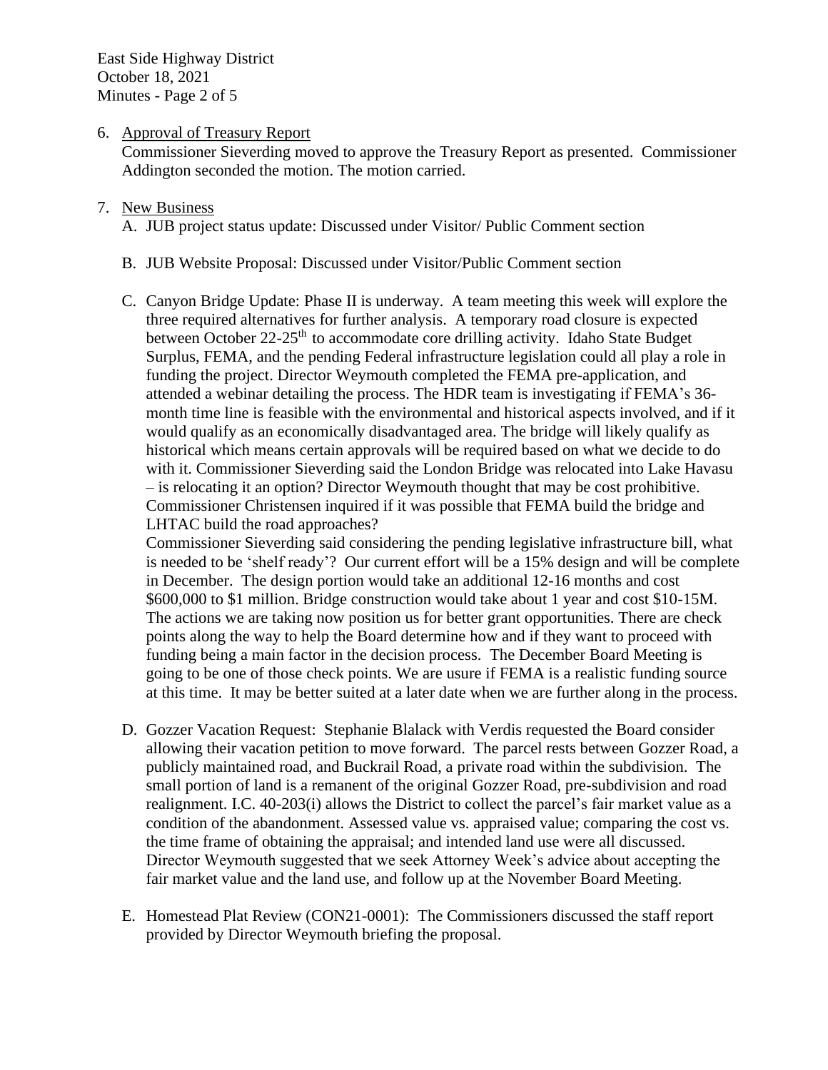6. Approval of Treasury Report
   Commissioner Sieverding moved to approve the Treasury Report as presented. Commissioner Addington seconded the motion. The motion carried.

7. New Business
   A. JUB project status update: Discussed under Visitor/ Public Comment section

   B. JUB Website Proposal: Discussed under Visitor/Public Comment section

   C. Canyon Bridge Update: Phase II is underway. A team meeting this week will explore the three required alternatives for further analysis. A temporary road closure is expected between October 22-25th to accommodate core drilling activity. Idaho State Budget Surplus, FEMA, and the pending Federal infrastructure legislation could all play a role in funding the project. Director Weymouth completed the FEMA pre-application, and attended a webinar detailing the process. The HDR team is investigating if FEMA's 36-month time line is feasible with the environmental and historical aspects involved, and if it would qualify as an economically disadvantaged area. The bridge will likely qualify as historical which means certain approvals will be required based on what we decide to do with it. Commissioner Sieverding said the London Bridge was relocated into Lake Havasu – is relocating it an option? Director Weymouth thought that may be cost prohibitive. Commissioner Christensen inquired if it was possible that FEMA build the bridge and LHTAC build the road approaches?
   Commissioner Sieverding said considering the pending legislative infrastructure bill, what is needed to be 'shelf ready'? Our current effort will be a 15% design and will be complete in December. The design portion would take an additional 12-16 months and cost $600,000 to $1 million. Bridge construction would take about 1 year and cost $10-15M. The actions we are taking now position us for better grant opportunities. There are check points along the way to help the Board determine how and if they want to proceed with funding being a main factor in the decision process. The December Board Meeting is going to be one of those check points. We are usure if FEMA is a realistic funding source at this time. It may be better suited at a later date when we are further along in the process.

   D. Gozzer Vacation Request: Stephanie Blalack with Verdis requested the Board consider allowing their vacation petition to move forward. The parcel rests between Gozzer Road, a publicly maintained road, and Buckrail Road, a private road within the subdivision. The small portion of land is a remanent of the original Gozzer Road, pre-subdivision and road realignment. I.C. 40-203(i) allows the District to collect the parcel's fair market value as a condition of the abandonment. Assessed value vs. appraised value; comparing the cost vs. the time frame of obtaining the appraisal; and intended land use were all discussed. Director Weymouth suggested that we seek Attorney Week's advice about accepting the fair market value and the land use, and follow up at the November Board Meeting.

   E. Homestead Plat Review (CON21-0001): The Commissioners discussed the staff report provided by Director Weymouth briefing the proposal.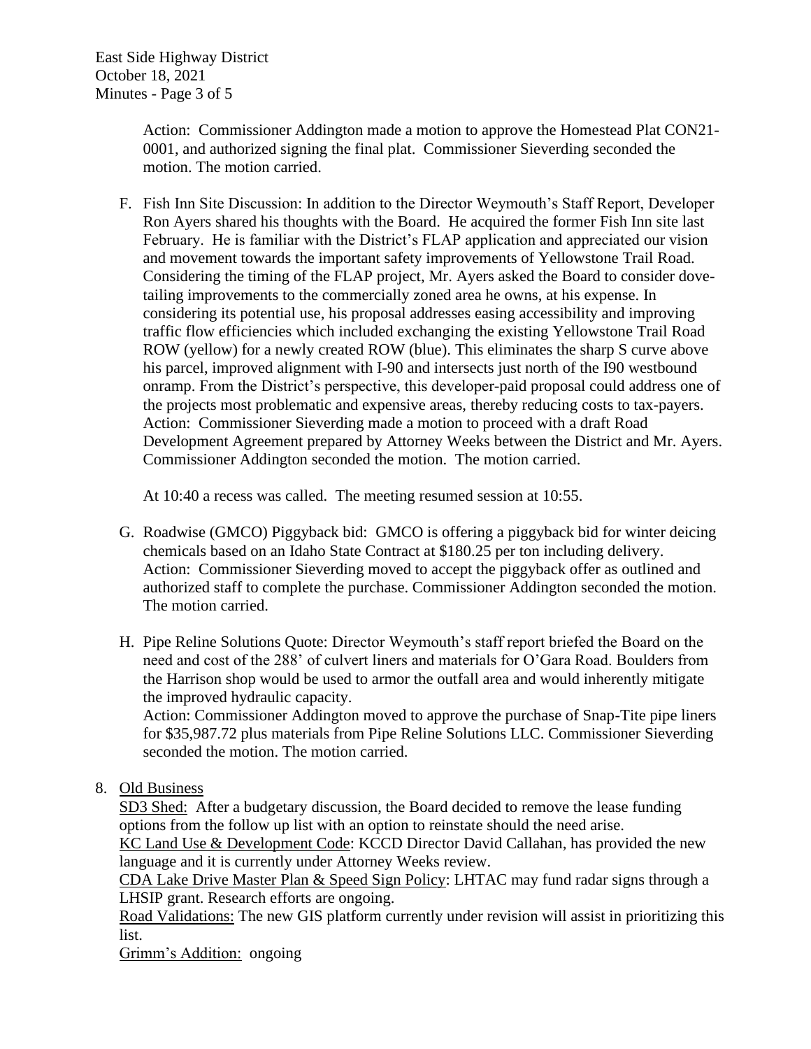Action: Commissioner Addington made a motion to approve the Homestead Plat CON21-0001, and authorized signing the final plat. Commissioner Sieverding seconded the motion. The motion carried.

F. Fish Inn Site Discussion: In addition to the Director Weymouth's Staff Report, Developer Ron Ayers shared his thoughts with the Board. He acquired the former Fish Inn site last February. He is familiar with the District's FLAP application and appreciated our vision and movement towards the important safety improvements of Yellowstone Trail Road. Considering the timing of the FLAP project, Mr. Ayers asked the Board to consider dove-tailing improvements to the commercially zoned area he owns, at his expense. In considering its potential use, his proposal addresses easing accessibility and improving traffic flow efficiencies which included exchanging the existing Yellowstone Trail Road ROW (yellow) for a newly created ROW (blue). This eliminates the sharp S curve above his parcel, improved alignment with I-90 and intersects just north of the I90 westbound onramp. From the District's perspective, this developer-paid proposal could address one of the projects most problematic and expensive areas, thereby reducing costs to tax-payers.
   Action: Commissioner Sieverding made a motion to proceed with a draft Road Development Agreement prepared by Attorney Weeks between the District and Mr. Ayers. Commissioner Addington seconded the motion. The motion carried.

   At 10:40 a recess was called. The meeting resumed session at 10:55.

G. Roadwise (GMCO) Piggyback bid: GMCO is offering a piggyback bid for winter deicing chemicals based on an Idaho State Contract at $180.25 per ton including delivery.
   Action: Commissioner Sieverding moved to accept the piggyback offer as outlined and authorized staff to complete the purchase. Commissioner Addington seconded the motion. The motion carried.

H. Pipe Reline Solutions Quote: Director Weymouth's staff report briefed the Board on the need and cost of the 288' of culvert liners and materials for O'Gara Road. Boulders from the Harrison shop would be used to armor the outfall area and would inherently mitigate the improved hydraulic capacity.
   Action: Commissioner Addington moved to approve the purchase of Snap-Tite pipe liners for $35,987.72 plus materials from Pipe Reline Solutions LLC. Commissioner Sieverding seconded the motion. The motion carried.

8. Old Business

   SD3 Shed: After a budgetary discussion, the Board decided to remove the lease funding options from the follow up list with an option to reinstate should the need arise.
   KC Land Use & Development Code: KCCD Director David Callahan, has provided the new language and it is currently under Attorney Weeks review.
   CDA Lake Drive Master Plan & Speed Sign Policy: LHTAC may fund radar signs through a LHSIP grant. Research efforts are ongoing.
   Road Validations: The new GIS platform currently under revision will assist in prioritizing this list.
   Grimm's Addition: ongoing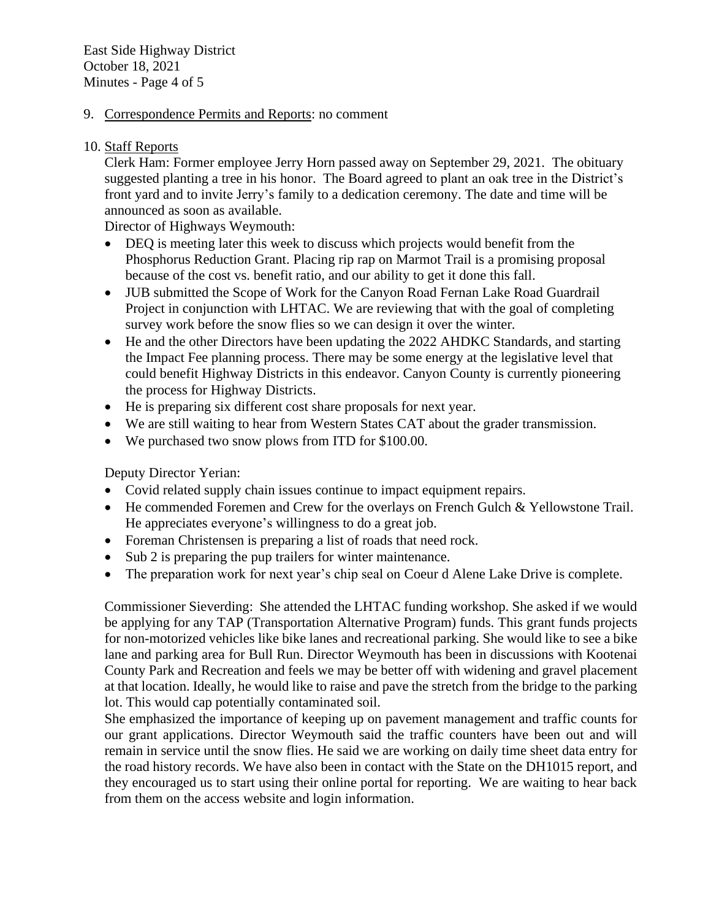9. Correspondence Permits and Reports: no comment

10. Staff Reports

    Clerk Ham: Former employee Jerry Horn passed away on September 29, 2021. The obituary suggested planting a tree in his honor. The Board agreed to plant an oak tree in the District's front yard and to invite Jerry's family to a dedication ceremony. The date and time will be announced as soon as available.

    Director of Highways Weymouth:

    - DEQ is meeting later this week to discuss which projects would benefit from the Phosphorus Reduction Grant. Placing rip rap on Marmot Trail is a promising proposal because of the cost vs. benefit ratio, and our ability to get it done this fall.
    - JUB submitted the Scope of Work for the Canyon Road Fernan Lake Road Guardrail Project in conjunction with LHTAC. We are reviewing that with the goal of completing survey work before the snow flies so we can design it over the winter.
    - He and the other Directors have been updating the 2022 AHDKC Standards, and starting the Impact Fee planning process. There may be some energy at the legislative level that could benefit Highway Districts in this endeavor. Canyon County is currently pioneering the process for Highway Districts.
    - He is preparing six different cost share proposals for next year.
    - We are still waiting to hear from Western States CAT about the grader transmission.
    - We purchased two snow plows from ITD for $100.00.

    Deputy Director Yerian:

    - Covid related supply chain issues continue to impact equipment repairs.
    - He commended Foremen and Crew for the overlays on French Gulch & Yellowstone Trail. He appreciates everyone's willingness to do a great job.
    - Foreman Christensen is preparing a list of roads that need rock.
    - Sub 2 is preparing the pup trailers for winter maintenance.
    - The preparation work for next year's chip seal on Coeur d Alene Lake Drive is complete.

    Commissioner Sieverding: She attended the LHTAC funding workshop. She asked if we would be applying for any TAP (Transportation Alternative Program) funds. This grant funds projects for non-motorized vehicles like bike lanes and recreational parking. She would like to see a bike lane and parking area for Bull Run. Director Weymouth has been in discussions with Kootenai County Park and Recreation and feels we may be better off with widening and gravel placement at that location. Ideally, he would like to raise and pave the stretch from the bridge to the parking lot. This would cap potentially contaminated soil.

    She emphasized the importance of keeping up on pavement management and traffic counts for our grant applications. Director Weymouth said the traffic counters have been out and will remain in service until the snow flies. He said we are working on daily time sheet data entry for the road history records. We have also been in contact with the State on the DH1015 report, and they encouraged us to start using their online portal for reporting. We are waiting to hear back from them on the access website and login information.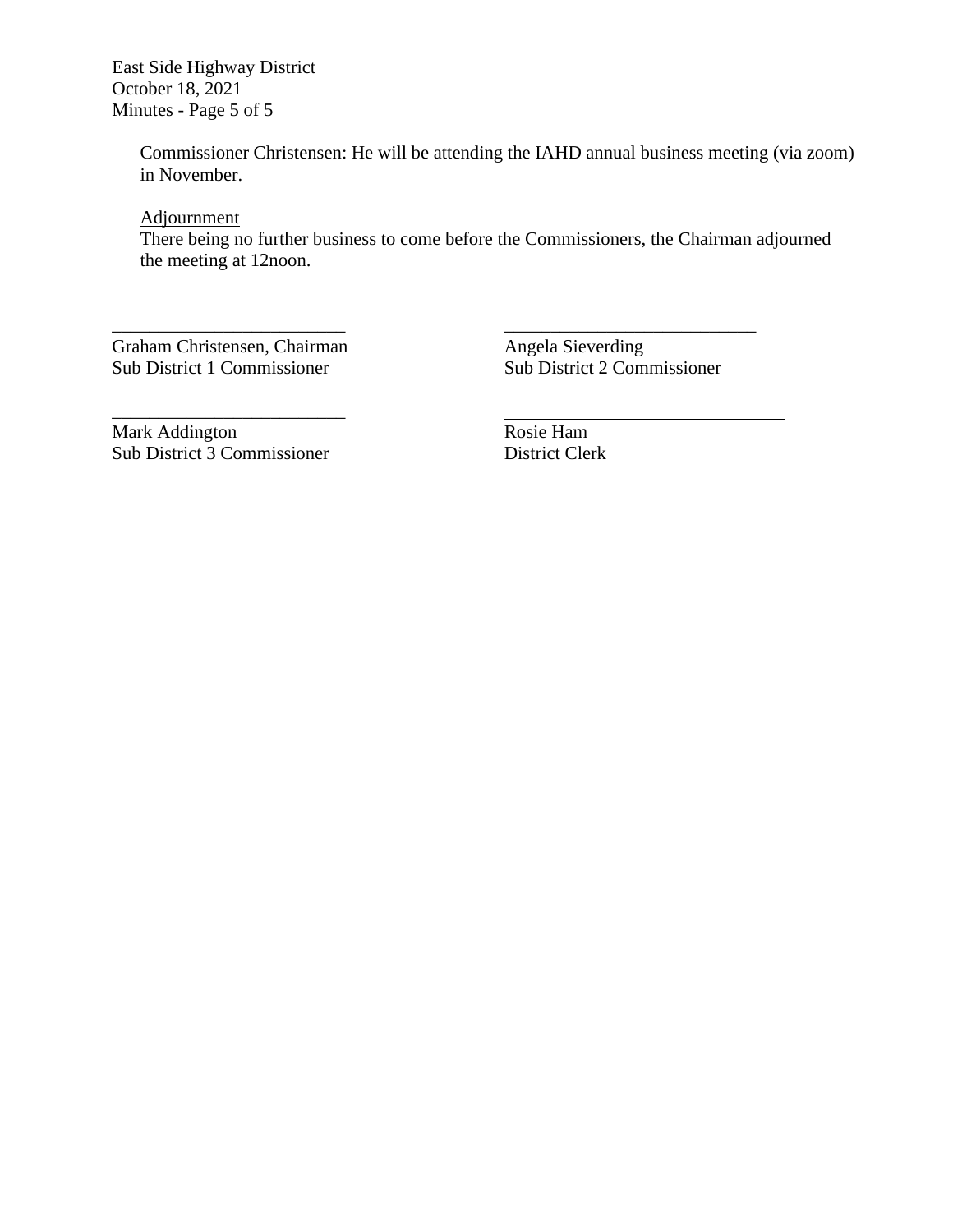Commissioner Christensen: He will be attending the IAHD annual business meeting (via zoom) in November.

Adjournment

There being no further business to come before the Commissioners, the Chairman adjourned the meeting at 12noon.

| | |
|---|---|
| \_\_\_\_\_\_\_\_\_\_\_\_\_\_\_\_\_\_\_\_\_\_\_\_\_\_ | \_\_\_\_\_\_\_\_\_\_\_\_\_\_\_\_\_\_\_\_\_\_\_\_\_\_\_\_ |
| Graham Christensen, Chairman<br>Sub District 1 Commissioner | Angela Sieverding<br>Sub District 2 Commissioner |
| \_\_\_\_\_\_\_\_\_\_\_\_\_\_\_\_\_\_\_\_\_\_\_\_\_\_ | \_\_\_\_\_\_\_\_\_\_\_\_\_\_\_\_\_\_\_\_\_\_\_\_\_\_\_\_\_\_\_ |
| Mark Addington<br>Sub District 3 Commissioner | Rosie Ham<br>District Clerk |